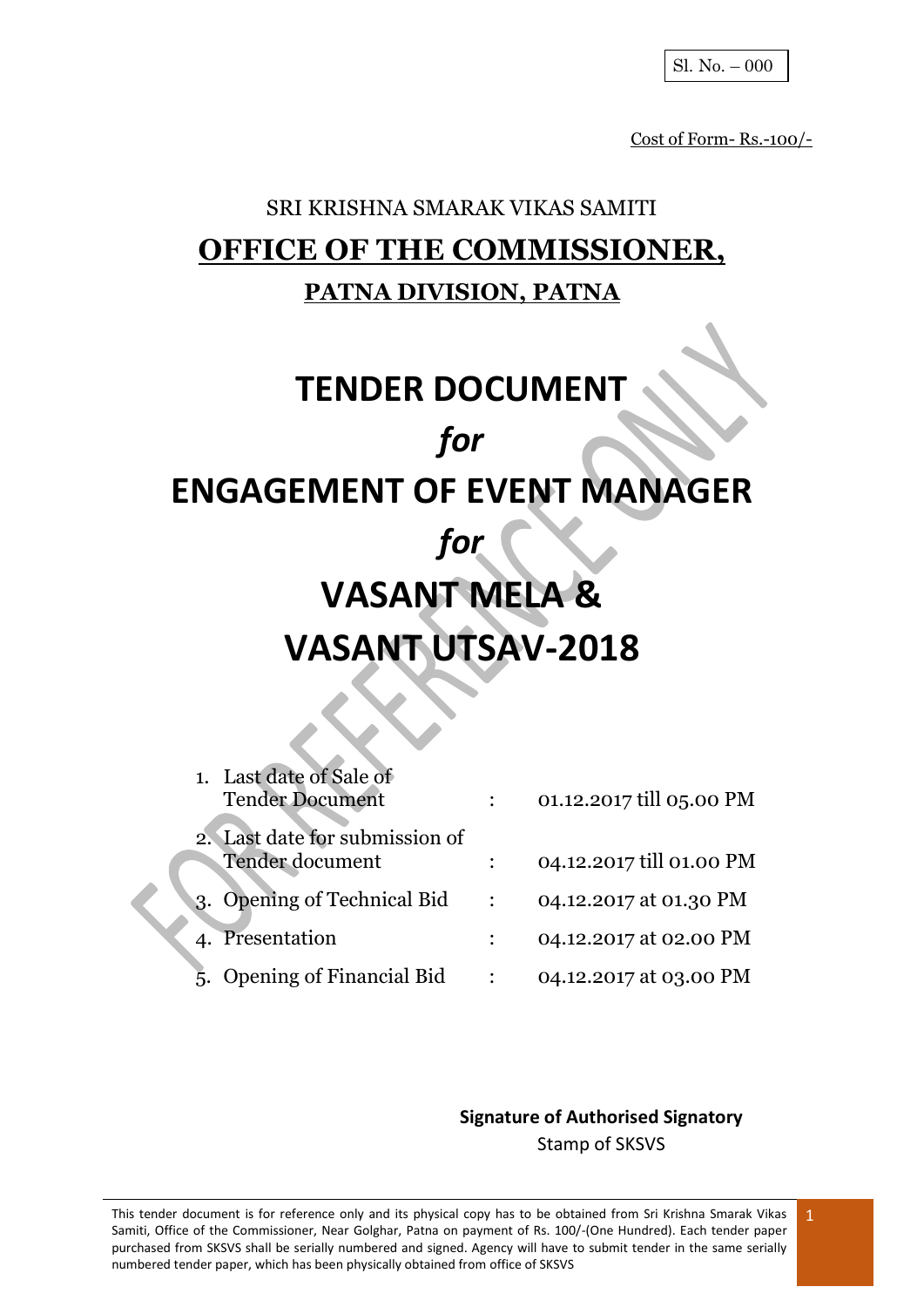Sl. No. – 000

Cost of Form- Rs.-100/-

SRI KRISHNA SMARAK VIKAS SAMITI

# OFFICE OF THE COMMISSIONER,

## PATNA DIVISION, PATNA

# TENDER DOCUMENT

# *for*

# ENGAGEMENT OF EVENT MANAGER

# *for*

# VASANT MELA & VASANT UTSAV-2018

| | | |
|---|---|---|
| 1. Last date of Sale of Tender Document | : | 01.12.2017 till 05.00 PM |
| 2. Last date for submission of Tender document | : | 04.12.2017 till 01.00 PM |
| 3. Opening of Technical Bid | : | 04.12.2017 at 01.30 PM |
| 4. Presentation | : | 04.12.2017 at 02.00 PM |
| 5. Opening of Financial Bid | : | 04.12.2017 at 03.00 PM |

**Signature of Authorised Signatory**

Stamp of SKSVS

This tender document is for reference only and its physical copy has to be obtained from Sri Krishna Smarak Vikas Samiti, Office of the Commissioner, Near Golghar, Patna on payment of Rs. 100/-(One Hundred). Each tender paper purchased from SKSVS shall be serially numbered and signed. Agency will have to submit tender in the same serially numbered tender paper, which has been physically obtained from office of SKSVS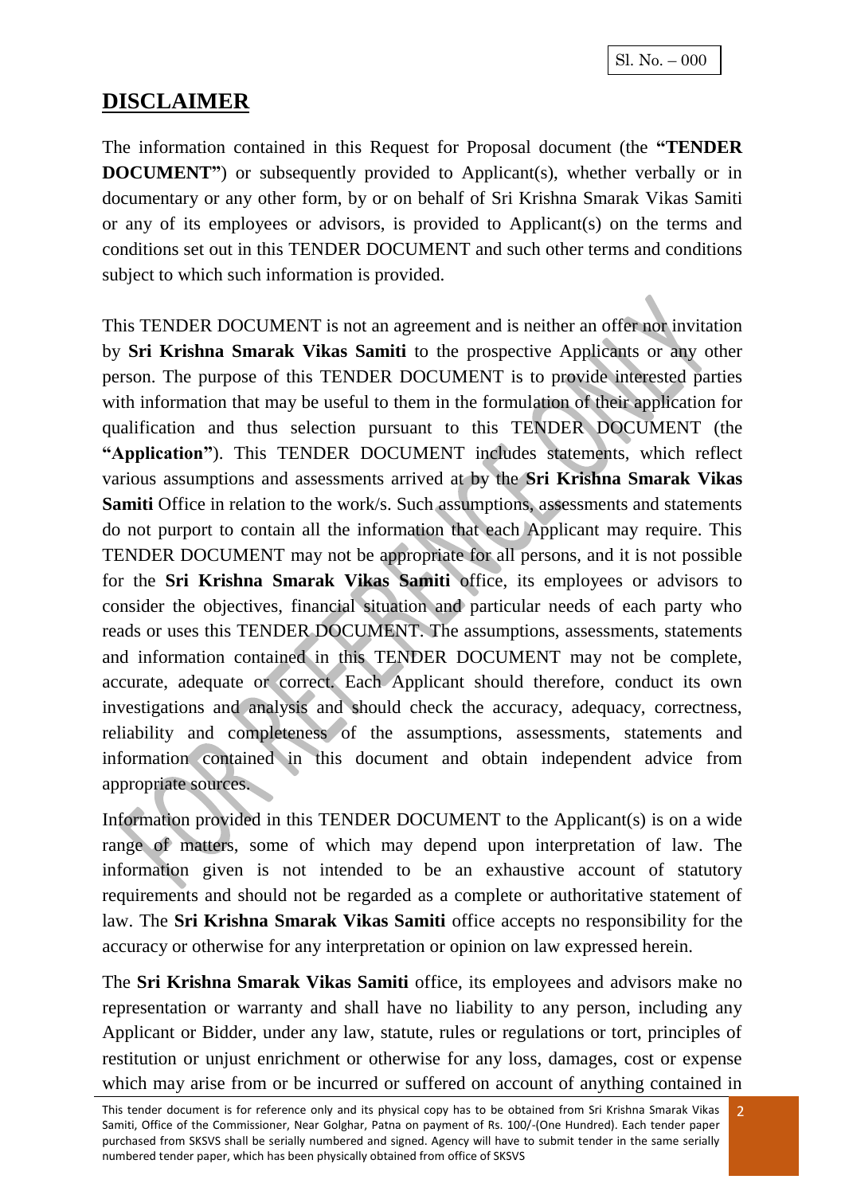Sl. No. – 000

## DISCLAIMER

The information contained in this Request for Proposal document (the **"TENDER DOCUMENT"**) or subsequently provided to Applicant(s), whether verbally or in documentary or any other form, by or on behalf of Sri Krishna Smarak Vikas Samiti or any of its employees or advisors, is provided to Applicant(s) on the terms and conditions set out in this TENDER DOCUMENT and such other terms and conditions subject to which such information is provided.

This TENDER DOCUMENT is not an agreement and is neither an offer nor invitation by **Sri Krishna Smarak Vikas Samiti** to the prospective Applicants or any other person. The purpose of this TENDER DOCUMENT is to provide interested parties with information that may be useful to them in the formulation of their application for qualification and thus selection pursuant to this TENDER DOCUMENT (the **"Application"**). This TENDER DOCUMENT includes statements, which reflect various assumptions and assessments arrived at by the **Sri Krishna Smarak Vikas Samiti** Office in relation to the work/s. Such assumptions, assessments and statements do not purport to contain all the information that each Applicant may require. This TENDER DOCUMENT may not be appropriate for all persons, and it is not possible for the **Sri Krishna Smarak Vikas Samiti** office, its employees or advisors to consider the objectives, financial situation and particular needs of each party who reads or uses this TENDER DOCUMENT. The assumptions, assessments, statements and information contained in this TENDER DOCUMENT may not be complete, accurate, adequate or correct. Each Applicant should therefore, conduct its own investigations and analysis and should check the accuracy, adequacy, correctness, reliability and completeness of the assumptions, assessments, statements and information contained in this document and obtain independent advice from appropriate sources.

Information provided in this TENDER DOCUMENT to the Applicant(s) is on a wide range of matters, some of which may depend upon interpretation of law. The information given is not intended to be an exhaustive account of statutory requirements and should not be regarded as a complete or authoritative statement of law. The **Sri Krishna Smarak Vikas Samiti** office accepts no responsibility for the accuracy or otherwise for any interpretation or opinion on law expressed herein.

The **Sri Krishna Smarak Vikas Samiti** office, its employees and advisors make no representation or warranty and shall have no liability to any person, including any Applicant or Bidder, under any law, statute, rules or regulations or tort, principles of restitution or unjust enrichment or otherwise for any loss, damages, cost or expense which may arise from or be incurred or suffered on account of anything contained in

This tender document is for reference only and its physical copy has to be obtained from Sri Krishna Smarak Vikas Samiti, Office of the Commissioner, Near Golghar, Patna on payment of Rs. 100/-(One Hundred). Each tender paper purchased from SKSVS shall be serially numbered and signed. Agency will have to submit tender in the same serially numbered tender paper, which has been physically obtained from office of SKSVS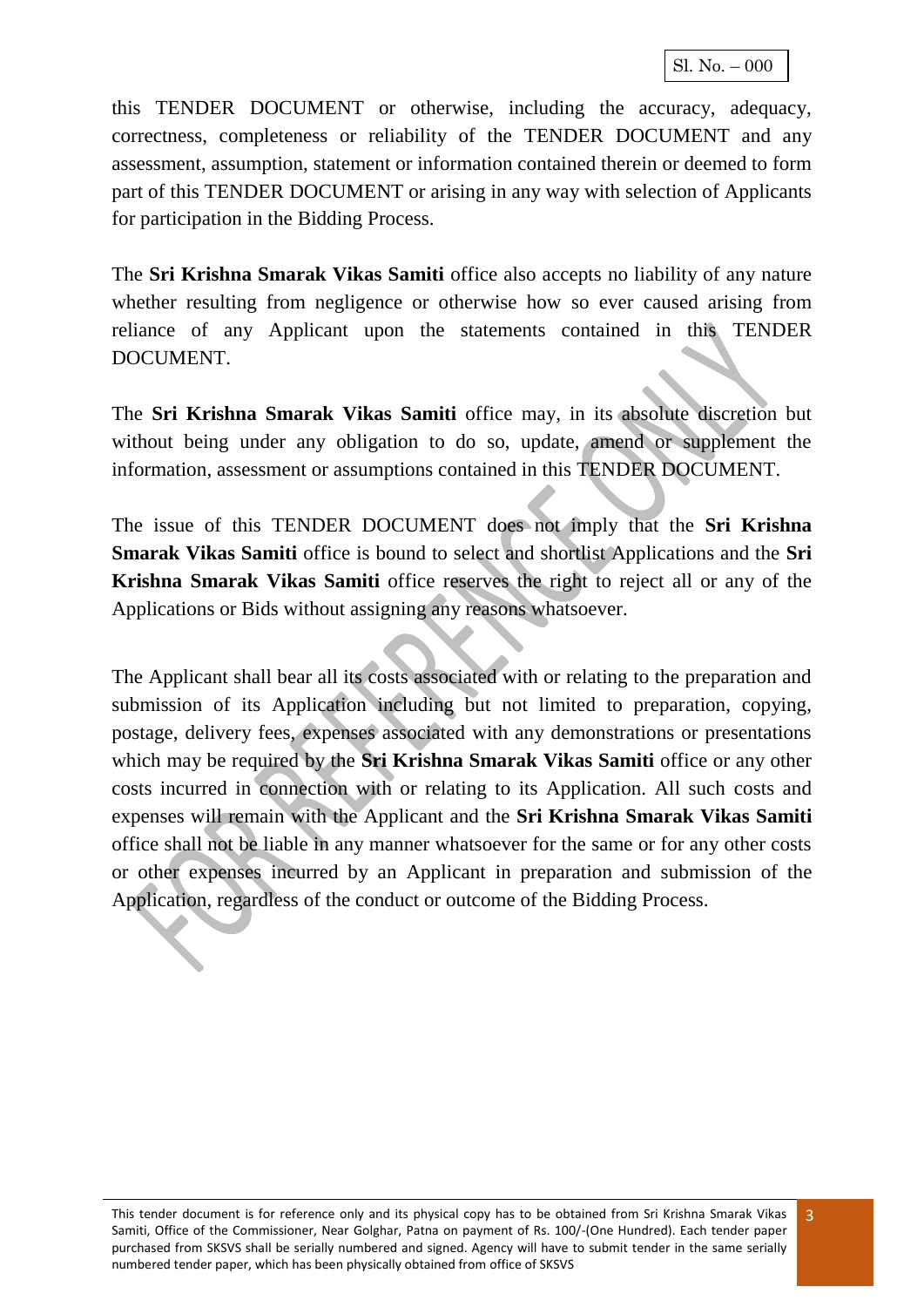this TENDER DOCUMENT or otherwise, including the accuracy, adequacy, correctness, completeness or reliability of the TENDER DOCUMENT and any assessment, assumption, statement or information contained therein or deemed to form part of this TENDER DOCUMENT or arising in any way with selection of Applicants for participation in the Bidding Process.

The **Sri Krishna Smarak Vikas Samiti** office also accepts no liability of any nature whether resulting from negligence or otherwise how so ever caused arising from reliance of any Applicant upon the statements contained in this TENDER DOCUMENT.

The **Sri Krishna Smarak Vikas Samiti** office may, in its absolute discretion but without being under any obligation to do so, update, amend or supplement the information, assessment or assumptions contained in this TENDER DOCUMENT.

The issue of this TENDER DOCUMENT does not imply that the **Sri Krishna Smarak Vikas Samiti** office is bound to select and shortlist Applications and the **Sri Krishna Smarak Vikas Samiti** office reserves the right to reject all or any of the Applications or Bids without assigning any reasons whatsoever.

The Applicant shall bear all its costs associated with or relating to the preparation and submission of its Application including but not limited to preparation, copying, postage, delivery fees, expenses associated with any demonstrations or presentations which may be required by the **Sri Krishna Smarak Vikas Samiti** office or any other costs incurred in connection with or relating to its Application. All such costs and expenses will remain with the Applicant and the **Sri Krishna Smarak Vikas Samiti** office shall not be liable in any manner whatsoever for the same or for any other costs or other expenses incurred by an Applicant in preparation and submission of the Application, regardless of the conduct or outcome of the Bidding Process.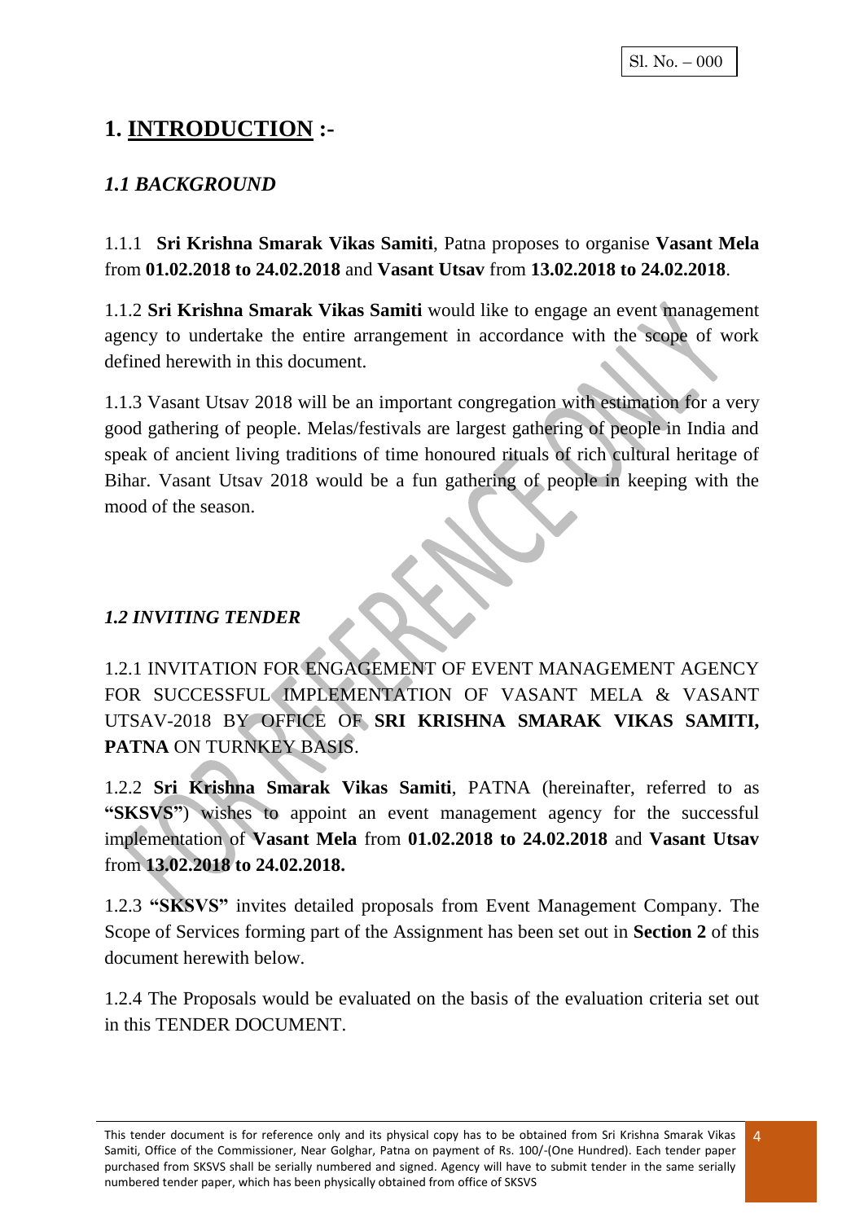Sl. No. – 000

# 1. INTRODUCTION :-

## *1.1 BACKGROUND*

1.1.1 **Sri Krishna Smarak Vikas Samiti**, Patna proposes to organise **Vasant Mela** from **01.02.2018 to 24.02.2018** and **Vasant Utsav** from **13.02.2018 to 24.02.2018**.

1.1.2 **Sri Krishna Smarak Vikas Samiti** would like to engage an event management agency to undertake the entire arrangement in accordance with the scope of work defined herewith in this document.

1.1.3 Vasant Utsav 2018 will be an important congregation with estimation for a very good gathering of people. Melas/festivals are largest gathering of people in India and speak of ancient living traditions of time honoured rituals of rich cultural heritage of Bihar. Vasant Utsav 2018 would be a fun gathering of people in keeping with the mood of the season.

## *1.2 INVITING TENDER*

1.2.1 INVITATION FOR ENGAGEMENT OF EVENT MANAGEMENT AGENCY FOR SUCCESSFUL IMPLEMENTATION OF VASANT MELA & VASANT UTSAV-2018 BY OFFICE OF **SRI KRISHNA SMARAK VIKAS SAMITI, PATNA** ON TURNKEY BASIS.

1.2.2 **Sri Krishna Smarak Vikas Samiti**, PATNA (hereinafter, referred to as **"SKSVS"**) wishes to appoint an event management agency for the successful implementation of **Vasant Mela** from **01.02.2018 to 24.02.2018** and **Vasant Utsav** from **13.02.2018 to 24.02.2018.**

1.2.3 **"SKSVS"** invites detailed proposals from Event Management Company. The Scope of Services forming part of the Assignment has been set out in **Section 2** of this document herewith below.

1.2.4 The Proposals would be evaluated on the basis of the evaluation criteria set out in this TENDER DOCUMENT.

This tender document is for reference only and its physical copy has to be obtained from Sri Krishna Smarak Vikas Samiti, Office of the Commissioner, Near Golghar, Patna on payment of Rs. 100/-(One Hundred). Each tender paper purchased from SKSVS shall be serially numbered and signed. Agency will have to submit tender in the same serially numbered tender paper, which has been physically obtained from office of SKSVS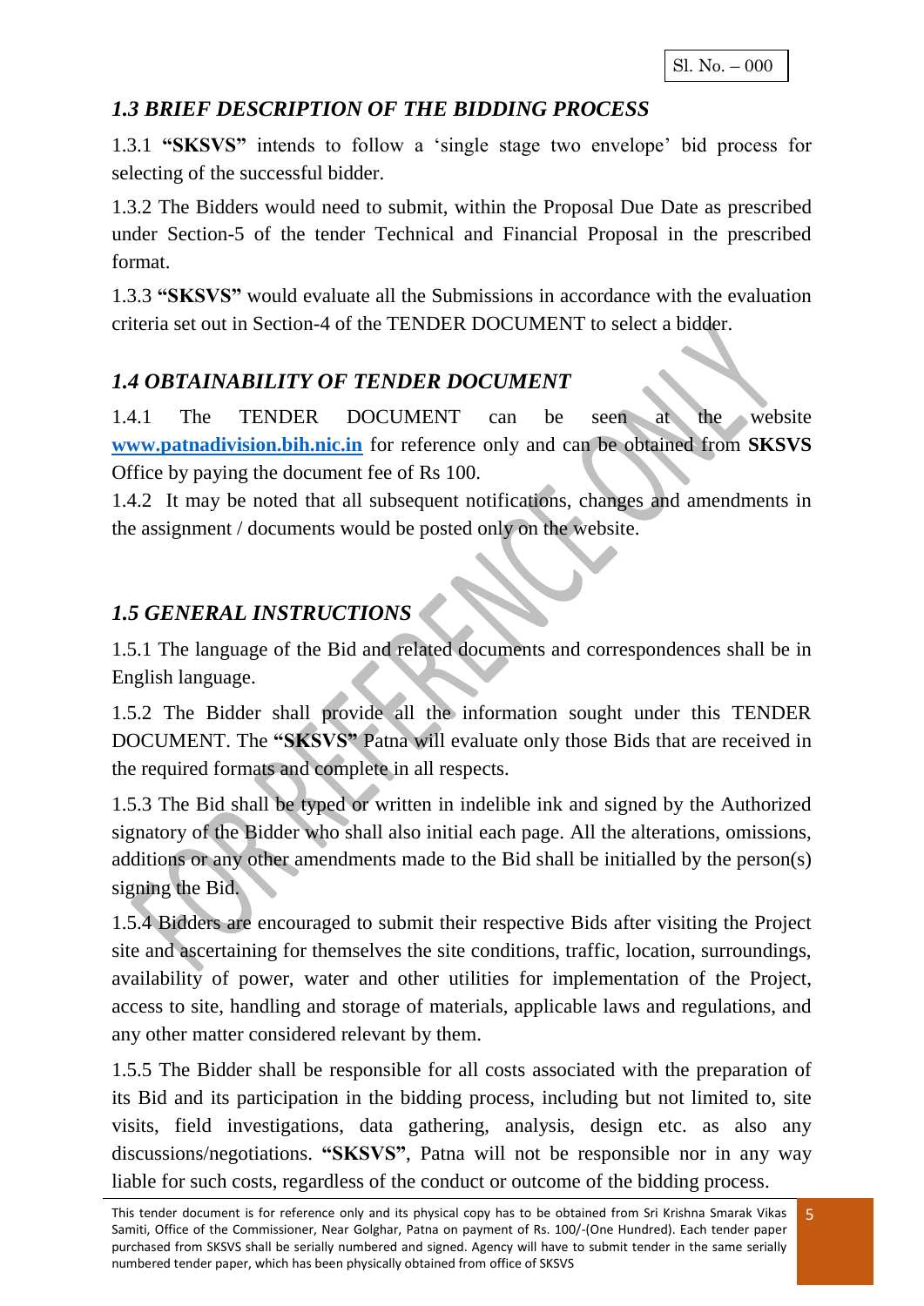Sl. No. – 000

## *1.3 BRIEF DESCRIPTION OF THE BIDDING PROCESS*

1.3.1 **"SKSVS"** intends to follow a 'single stage two envelope' bid process for selecting of the successful bidder.

1.3.2 The Bidders would need to submit, within the Proposal Due Date as prescribed under Section-5 of the tender Technical and Financial Proposal in the prescribed format.

1.3.3 **"SKSVS"** would evaluate all the Submissions in accordance with the evaluation criteria set out in Section-4 of the TENDER DOCUMENT to select a bidder.

## *1.4 OBTAINABILITY OF TENDER DOCUMENT*

1.4.1 The TENDER DOCUMENT can be seen at the website [www.patnadivision.bih.nic.in](http://www.patnadivision.bih.nic.in) for reference only and can be obtained from **SKSVS** Office by paying the document fee of Rs 100.

1.4.2 It may be noted that all subsequent notifications, changes and amendments in the assignment / documents would be posted only on the website.

## *1.5 GENERAL INSTRUCTIONS*

1.5.1 The language of the Bid and related documents and correspondences shall be in English language.

1.5.2 The Bidder shall provide all the information sought under this TENDER DOCUMENT. The **"SKSVS"** Patna will evaluate only those Bids that are received in the required formats and complete in all respects.

1.5.3 The Bid shall be typed or written in indelible ink and signed by the Authorized signatory of the Bidder who shall also initial each page. All the alterations, omissions, additions or any other amendments made to the Bid shall be initialled by the person(s) signing the Bid.

1.5.4 Bidders are encouraged to submit their respective Bids after visiting the Project site and ascertaining for themselves the site conditions, traffic, location, surroundings, availability of power, water and other utilities for implementation of the Project, access to site, handling and storage of materials, applicable laws and regulations, and any other matter considered relevant by them.

1.5.5 The Bidder shall be responsible for all costs associated with the preparation of its Bid and its participation in the bidding process, including but not limited to, site visits, field investigations, data gathering, analysis, design etc. as also any discussions/negotiations. **"SKSVS"**, Patna will not be responsible nor in any way liable for such costs, regardless of the conduct or outcome of the bidding process.

This tender document is for reference only and its physical copy has to be obtained from Sri Krishna Smarak Vikas Samiti, Office of the Commissioner, Near Golghar, Patna on payment of Rs. 100/-(One Hundred). Each tender paper purchased from SKSVS shall be serially numbered and signed. Agency will have to submit tender in the same serially numbered tender paper, which has been physically obtained from office of SKSVS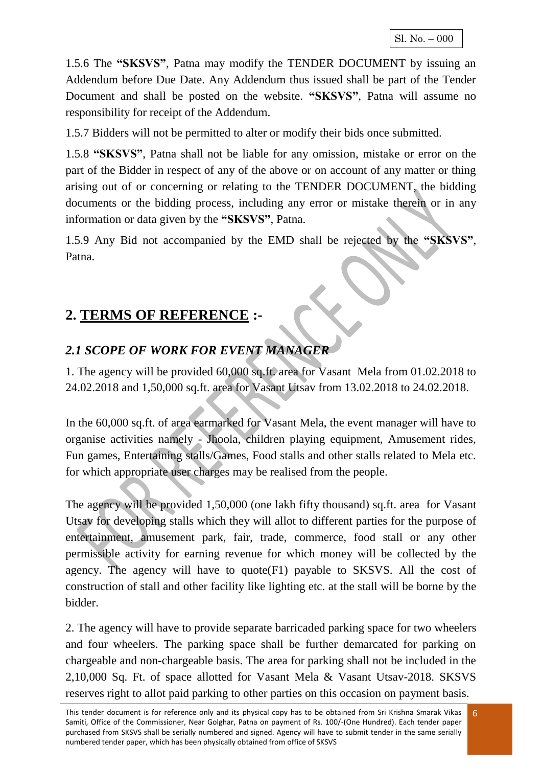1.5.6 The **"SKSVS"**, Patna may modify the TENDER DOCUMENT by issuing an Addendum before Due Date. Any Addendum thus issued shall be part of the Tender Document and shall be posted on the website. **"SKSVS"**, Patna will assume no responsibility for receipt of the Addendum.

1.5.7 Bidders will not be permitted to alter or modify their bids once submitted.

1.5.8 **"SKSVS"**, Patna shall not be liable for any omission, mistake or error on the part of the Bidder in respect of any of the above or on account of any matter or thing arising out of or concerning or relating to the TENDER DOCUMENT, the bidding documents or the bidding process, including any error or mistake therein or in any information or data given by the **"SKSVS"**, Patna.

1.5.9 Any Bid not accompanied by the EMD shall be rejected by the **"SKSVS"**, Patna.

## 2. <u>TERMS OF REFERENCE</u> :-

### *2.1 SCOPE OF WORK FOR EVENT MANAGER*

1. The agency will be provided 60,000 sq.ft. area for Vasant Mela from 01.02.2018 to 24.02.2018 and 1,50,000 sq.ft. area for Vasant Utsav from 13.02.2018 to 24.02.2018.

In the 60,000 sq.ft. of area earmarked for Vasant Mela, the event manager will have to organise activities namely - Jhoola, children playing equipment, Amusement rides, Fun games, Entertaining stalls/Games, Food stalls and other stalls related to Mela etc. for which appropriate user charges may be realised from the people.

The agency will be provided 1,50,000 (one lakh fifty thousand) sq.ft. area for Vasant Utsav for developing stalls which they will allot to different parties for the purpose of entertainment, amusement park, fair, trade, commerce, food stall or any other permissible activity for earning revenue for which money will be collected by the agency. The agency will have to quote(F1) payable to SKSVS. All the cost of construction of stall and other facility like lighting etc. at the stall will be borne by the bidder.

2. The agency will have to provide separate barricaded parking space for two wheelers and four wheelers. The parking space shall be further demarcated for parking on chargeable and non-chargeable basis. The area for parking shall not be included in the 2,10,000 Sq. Ft. of space allotted for Vasant Mela & Vasant Utsav-2018. SKSVS reserves right to allot paid parking to other parties on this occasion on payment basis.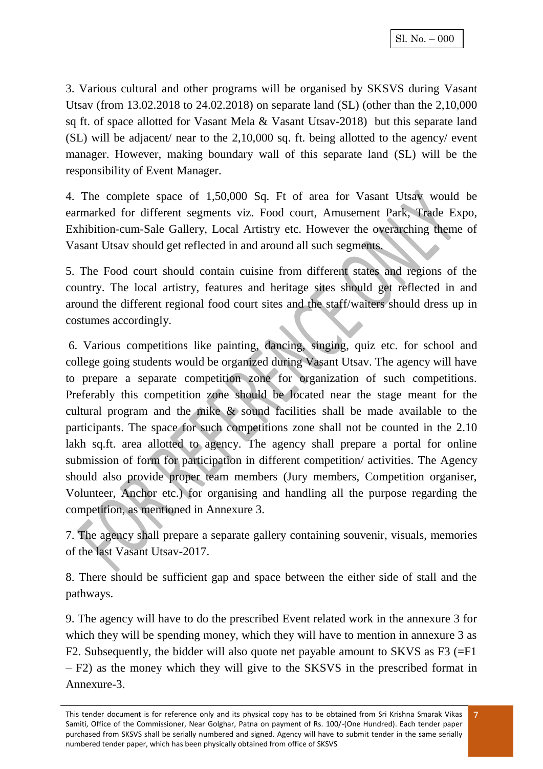3. Various cultural and other programs will be organised by SKSVS during Vasant Utsav (from 13.02.2018 to 24.02.2018) on separate land (SL) (other than the 2,10,000 sq ft. of space allotted for Vasant Mela & Vasant Utsav-2018) but this separate land (SL) will be adjacent/ near to the 2,10,000 sq. ft. being allotted to the agency/ event manager. However, making boundary wall of this separate land (SL) will be the responsibility of Event Manager.

4. The complete space of 1,50,000 Sq. Ft of area for Vasant Utsav would be earmarked for different segments viz. Food court, Amusement Park, Trade Expo, Exhibition-cum-Sale Gallery, Local Artistry etc. However the overarching theme of Vasant Utsav should get reflected in and around all such segments.

5. The Food court should contain cuisine from different states and regions of the country. The local artistry, features and heritage sites should get reflected in and around the different regional food court sites and the staff/waiters should dress up in costumes accordingly.

6. Various competitions like painting, dancing, singing, quiz etc. for school and college going students would be organized during Vasant Utsav. The agency will have to prepare a separate competition zone for organization of such competitions. Preferably this competition zone should be located near the stage meant for the cultural program and the mike & sound facilities shall be made available to the participants. The space for such competitions zone shall not be counted in the 2.10 lakh sq.ft. area allotted to agency. The agency shall prepare a portal for online submission of form for participation in different competition/ activities. The Agency should also provide proper team members (Jury members, Competition organiser, Volunteer, Anchor etc.) for organising and handling all the purpose regarding the competition, as mentioned in Annexure 3.

7. The agency shall prepare a separate gallery containing souvenir, visuals, memories of the last Vasant Utsav-2017.

8. There should be sufficient gap and space between the either side of stall and the pathways.

9. The agency will have to do the prescribed Event related work in the annexure 3 for which they will be spending money, which they will have to mention in annexure 3 as F2. Subsequently, the bidder will also quote net payable amount to SKVS as F3 (=F1 – F2) as the money which they will give to the SKSVS in the prescribed format in Annexure-3.

This tender document is for reference only and its physical copy has to be obtained from Sri Krishna Smarak Vikas Samiti, Office of the Commissioner, Near Golghar, Patna on payment of Rs. 100/-(One Hundred). Each tender paper purchased from SKSVS shall be serially numbered and signed. Agency will have to submit tender in the same serially numbered tender paper, which has been physically obtained from office of SKSVS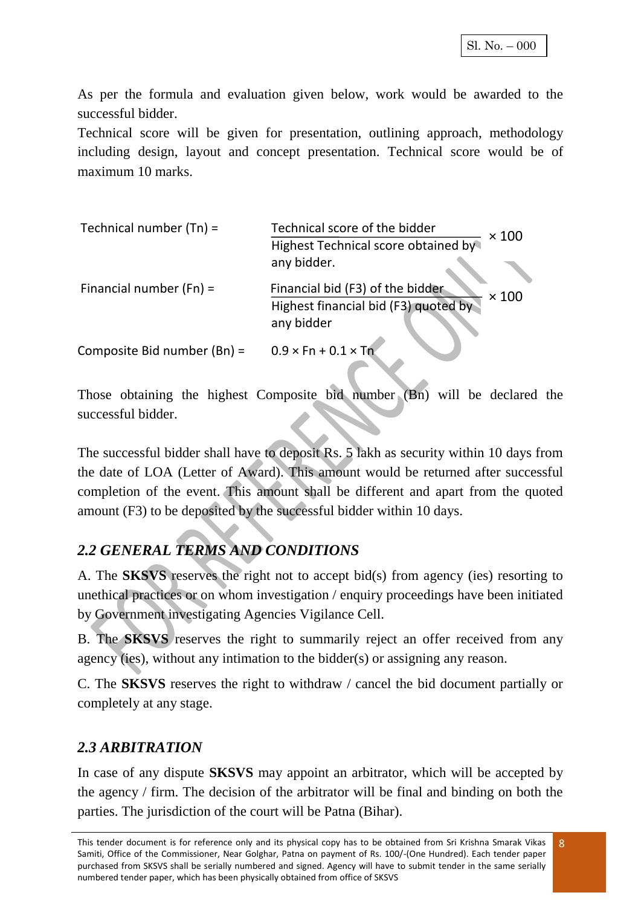As per the formula and evaluation given below, work would be awarded to the successful bidder.

Technical score will be given for presentation, outlining approach, methodology including design, layout and concept presentation. Technical score would be of maximum 10 marks.

$$\text{Technical number (Tn)} = \frac{\text{Technical score of the bidder}}{\text{Highest Technical score obtained by any bidder.}} \times 100$$

$$\text{Financial number (Fn)} = \frac{\text{Financial bid (F3) of the bidder}}{\text{Highest financial bid (F3) quoted by any bidder}} \times 100$$

$$\text{Composite Bid number (Bn)} = 0.9 \times Fn + 0.1 \times Tn$$

Those obtaining the highest Composite bid number (Bn) will be declared the successful bidder.

The successful bidder shall have to deposit Rs. 5 lakh as security within 10 days from the date of LOA (Letter of Award). This amount would be returned after successful completion of the event. This amount shall be different and apart from the quoted amount (F3) to be deposited by the successful bidder within 10 days.

## *2.2 GENERAL TERMS AND CONDITIONS*

A. The **SKSVS** reserves the right not to accept bid(s) from agency (ies) resorting to unethical practices or on whom investigation / enquiry proceedings have been initiated by Government investigating Agencies Vigilance Cell.

B. The **SKSVS** reserves the right to summarily reject an offer received from any agency (ies), without any intimation to the bidder(s) or assigning any reason.

C. The **SKSVS** reserves the right to withdraw / cancel the bid document partially or completely at any stage.

## *2.3 ARBITRATION*

In case of any dispute **SKSVS** may appoint an arbitrator, which will be accepted by the agency / firm. The decision of the arbitrator will be final and binding on both the parties. The jurisdiction of the court will be Patna (Bihar).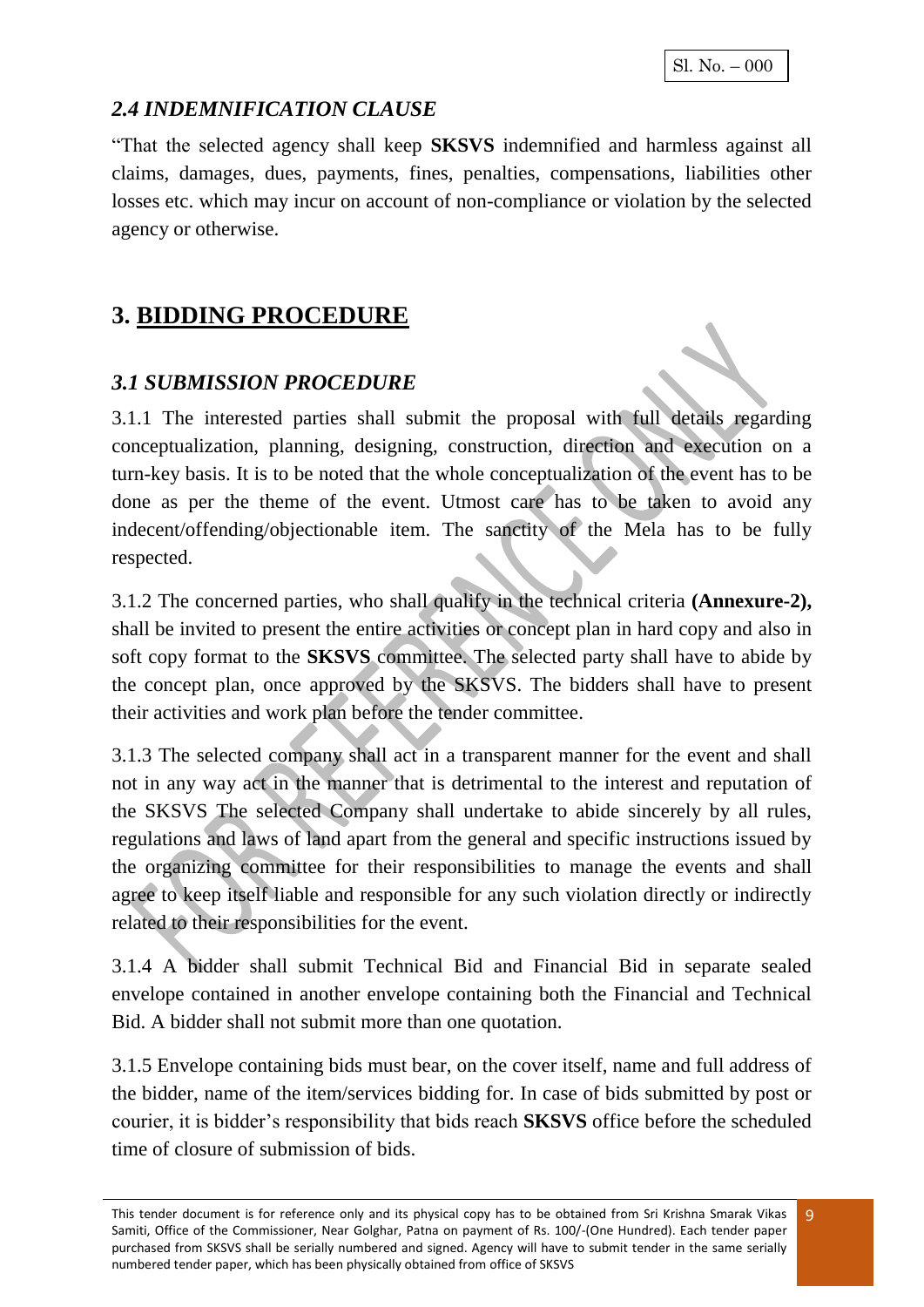### *2.4 INDEMNIFICATION CLAUSE*

"That the selected agency shall keep **SKSVS** indemnified and harmless against all claims, damages, dues, payments, fines, penalties, compensations, liabilities other losses etc. which may incur on account of non-compliance or violation by the selected agency or otherwise.

## 3. BIDDING PROCEDURE

### *3.1 SUBMISSION PROCEDURE*

3.1.1 The interested parties shall submit the proposal with full details regarding conceptualization, planning, designing, construction, direction and execution on a turn-key basis. It is to be noted that the whole conceptualization of the event has to be done as per the theme of the event. Utmost care has to be taken to avoid any indecent/offending/objectionable item. The sanctity of the Mela has to be fully respected.

3.1.2 The concerned parties, who shall qualify in the technical criteria **(Annexure-2),** shall be invited to present the entire activities or concept plan in hard copy and also in soft copy format to the **SKSVS** committee. The selected party shall have to abide by the concept plan, once approved by the SKSVS. The bidders shall have to present their activities and work plan before the tender committee.

3.1.3 The selected company shall act in a transparent manner for the event and shall not in any way act in the manner that is detrimental to the interest and reputation of the SKSVS The selected Company shall undertake to abide sincerely by all rules, regulations and laws of land apart from the general and specific instructions issued by the organizing committee for their responsibilities to manage the events and shall agree to keep itself liable and responsible for any such violation directly or indirectly related to their responsibilities for the event.

3.1.4 A bidder shall submit Technical Bid and Financial Bid in separate sealed envelope contained in another envelope containing both the Financial and Technical Bid. A bidder shall not submit more than one quotation.

3.1.5 Envelope containing bids must bear, on the cover itself, name and full address of the bidder, name of the item/services bidding for. In case of bids submitted by post or courier, it is bidder's responsibility that bids reach **SKSVS** office before the scheduled time of closure of submission of bids.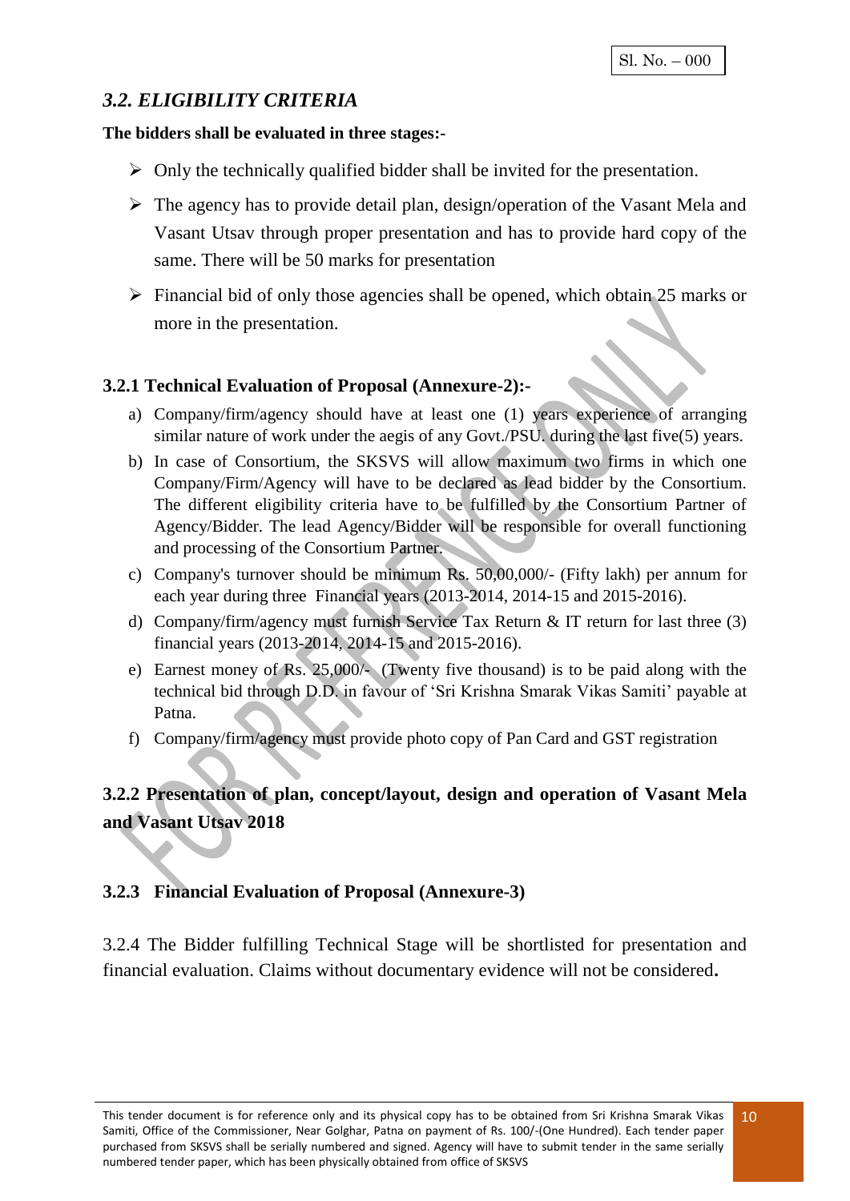Sl. No. – 000

## *3.2. ELIGIBILITY CRITERIA*

**The bidders shall be evaluated in three stages:-**

- Only the technically qualified bidder shall be invited for the presentation.
- The agency has to provide detail plan, design/operation of the Vasant Mela and Vasant Utsav through proper presentation and has to provide hard copy of the same. There will be 50 marks for presentation
- Financial bid of only those agencies shall be opened, which obtain 25 marks or more in the presentation.

### 3.2.1 Technical Evaluation of Proposal (Annexure-2):-

a) Company/firm/agency should have at least one (1) years experience of arranging similar nature of work under the aegis of any Govt./PSU. during the last five(5) years.

b) In case of Consortium, the SKSVS will allow maximum two firms in which one Company/Firm/Agency will have to be declared as lead bidder by the Consortium. The different eligibility criteria have to be fulfilled by the Consortium Partner of Agency/Bidder. The lead Agency/Bidder will be responsible for overall functioning and processing of the Consortium Partner.

c) Company's turnover should be minimum Rs. 50,00,000/- (Fifty lakh) per annum for each year during three Financial years (2013-2014, 2014-15 and 2015-2016).

d) Company/firm/agency must furnish Service Tax Return & IT return for last three (3) financial years (2013-2014, 2014-15 and 2015-2016).

e) Earnest money of Rs. 25,000/- (Twenty five thousand) is to be paid along with the technical bid through D.D. in favour of 'Sri Krishna Smarak Vikas Samiti' payable at Patna.

f) Company/firm/agency must provide photo copy of Pan Card and GST registration

### 3.2.2 Presentation of plan, concept/layout, design and operation of Vasant Mela and Vasant Utsav 2018

### 3.2.3 Financial Evaluation of Proposal (Annexure-3)

3.2.4 The Bidder fulfilling Technical Stage will be shortlisted for presentation and financial evaluation. Claims without documentary evidence will not be considered**.**

This tender document is for reference only and its physical copy has to be obtained from Sri Krishna Smarak Vikas Samiti, Office of the Commissioner, Near Golghar, Patna on payment of Rs. 100/-(One Hundred). Each tender paper purchased from SKSVS shall be serially numbered and signed. Agency will have to submit tender in the same serially numbered tender paper, which has been physically obtained from office of SKSVS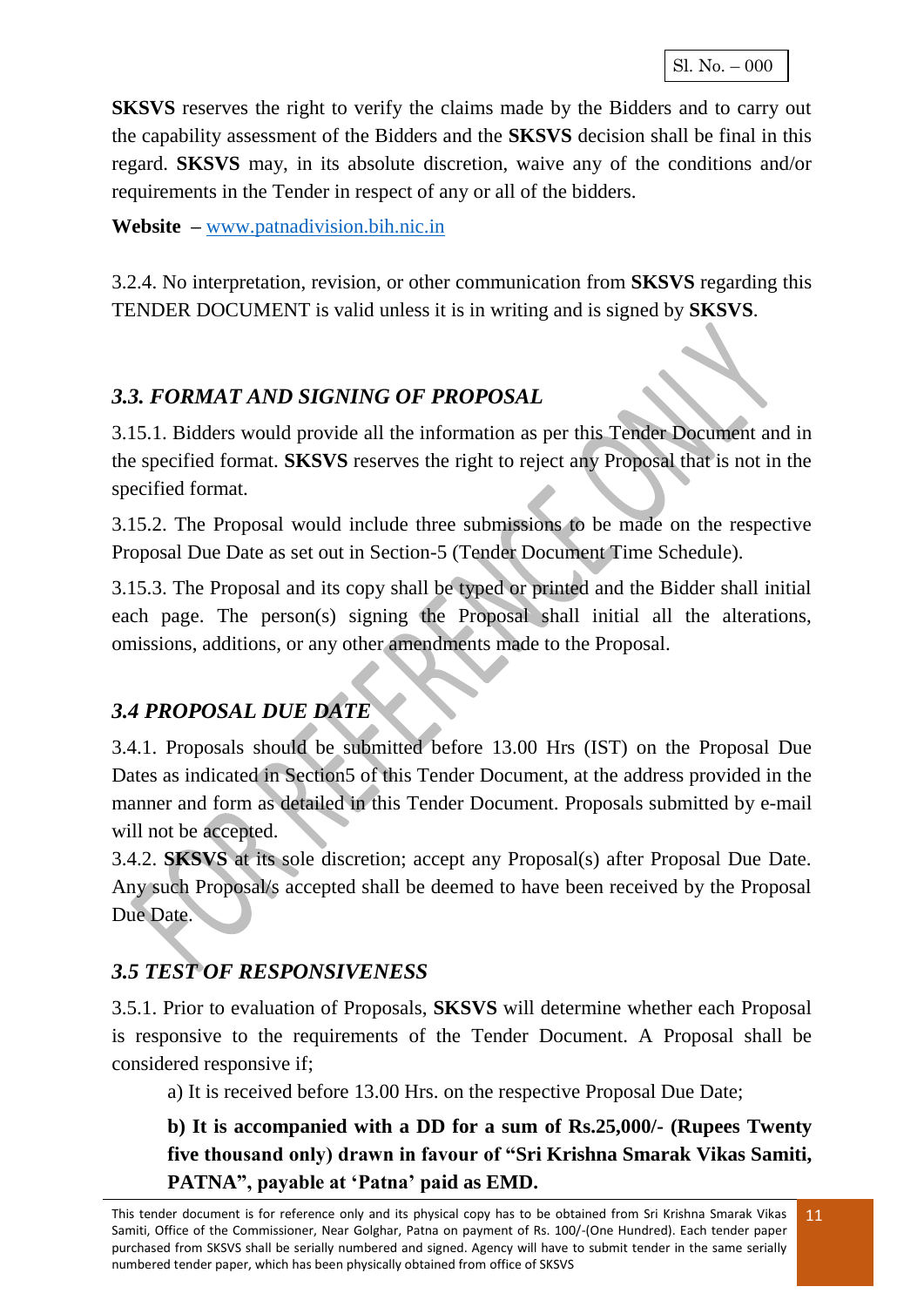**SKSVS** reserves the right to verify the claims made by the Bidders and to carry out the capability assessment of the Bidders and the **SKSVS** decision shall be final in this regard. **SKSVS** may, in its absolute discretion, waive any of the conditions and/or requirements in the Tender in respect of any or all of the bidders.

**Website –** www.patnadivision.bih.nic.in

3.2.4. No interpretation, revision, or other communication from **SKSVS** regarding this TENDER DOCUMENT is valid unless it is in writing and is signed by **SKSVS**.

### *3.3. FORMAT AND SIGNING OF PROPOSAL*

3.15.1. Bidders would provide all the information as per this Tender Document and in the specified format. **SKSVS** reserves the right to reject any Proposal that is not in the specified format.

3.15.2. The Proposal would include three submissions to be made on the respective Proposal Due Date as set out in Section-5 (Tender Document Time Schedule).

3.15.3. The Proposal and its copy shall be typed or printed and the Bidder shall initial each page. The person(s) signing the Proposal shall initial all the alterations, omissions, additions, or any other amendments made to the Proposal.

### *3.4 PROPOSAL DUE DATE*

3.4.1. Proposals should be submitted before 13.00 Hrs (IST) on the Proposal Due Dates as indicated in Section5 of this Tender Document, at the address provided in the manner and form as detailed in this Tender Document. Proposals submitted by e-mail will not be accepted.

3.4.2. **SKSVS** at its sole discretion; accept any Proposal(s) after Proposal Due Date. Any such Proposal/s accepted shall be deemed to have been received by the Proposal Due Date.

### *3.5 TEST OF RESPONSIVENESS*

3.5.1. Prior to evaluation of Proposals, **SKSVS** will determine whether each Proposal is responsive to the requirements of the Tender Document. A Proposal shall be considered responsive if;

a) It is received before 13.00 Hrs. on the respective Proposal Due Date;

**b) It is accompanied with a DD for a sum of Rs.25,000/- (Rupees Twenty five thousand only) drawn in favour of "Sri Krishna Smarak Vikas Samiti, PATNA", payable at 'Patna' paid as EMD.**

This tender document is for reference only and its physical copy has to be obtained from Sri Krishna Smarak Vikas Samiti, Office of the Commissioner, Near Golghar, Patna on payment of Rs. 100/-(One Hundred). Each tender paper purchased from SKSVS shall be serially numbered and signed. Agency will have to submit tender in the same serially numbered tender paper, which has been physically obtained from office of SKSVS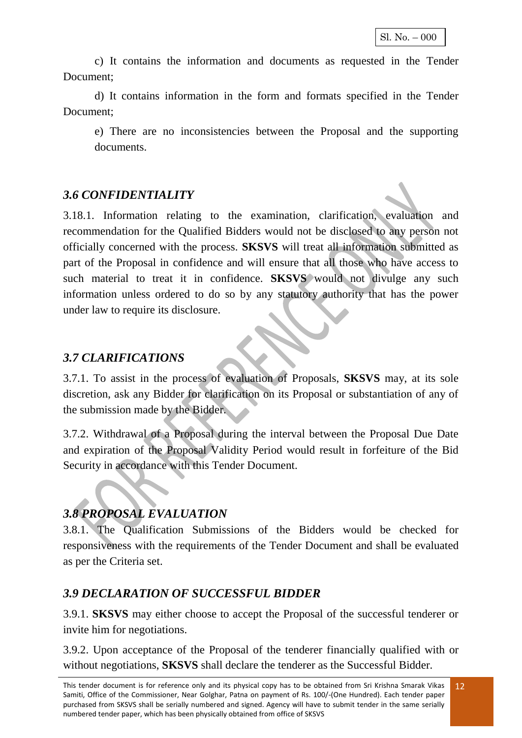c) It contains the information and documents as requested in the Tender Document;

d) It contains information in the form and formats specified in the Tender Document;

e) There are no inconsistencies between the Proposal and the supporting documents.

### *3.6 CONFIDENTIALITY*

3.18.1. Information relating to the examination, clarification, evaluation and recommendation for the Qualified Bidders would not be disclosed to any person not officially concerned with the process. **SKSVS** will treat all information submitted as part of the Proposal in confidence and will ensure that all those who have access to such material to treat it in confidence. **SKSVS** would not divulge any such information unless ordered to do so by any statutory authority that has the power under law to require its disclosure.

### *3.7 CLARIFICATIONS*

3.7.1. To assist in the process of evaluation of Proposals, **SKSVS** may, at its sole discretion, ask any Bidder for clarification on its Proposal or substantiation of any of the submission made by the Bidder.

3.7.2. Withdrawal of a Proposal during the interval between the Proposal Due Date and expiration of the Proposal Validity Period would result in forfeiture of the Bid Security in accordance with this Tender Document.

### *3.8 PROPOSAL EVALUATION*

3.8.1. The Qualification Submissions of the Bidders would be checked for responsiveness with the requirements of the Tender Document and shall be evaluated as per the Criteria set.

### *3.9 DECLARATION OF SUCCESSFUL BIDDER*

3.9.1. **SKSVS** may either choose to accept the Proposal of the successful tenderer or invite him for negotiations.

3.9.2. Upon acceptance of the Proposal of the tenderer financially qualified with or without negotiations, **SKSVS** shall declare the tenderer as the Successful Bidder.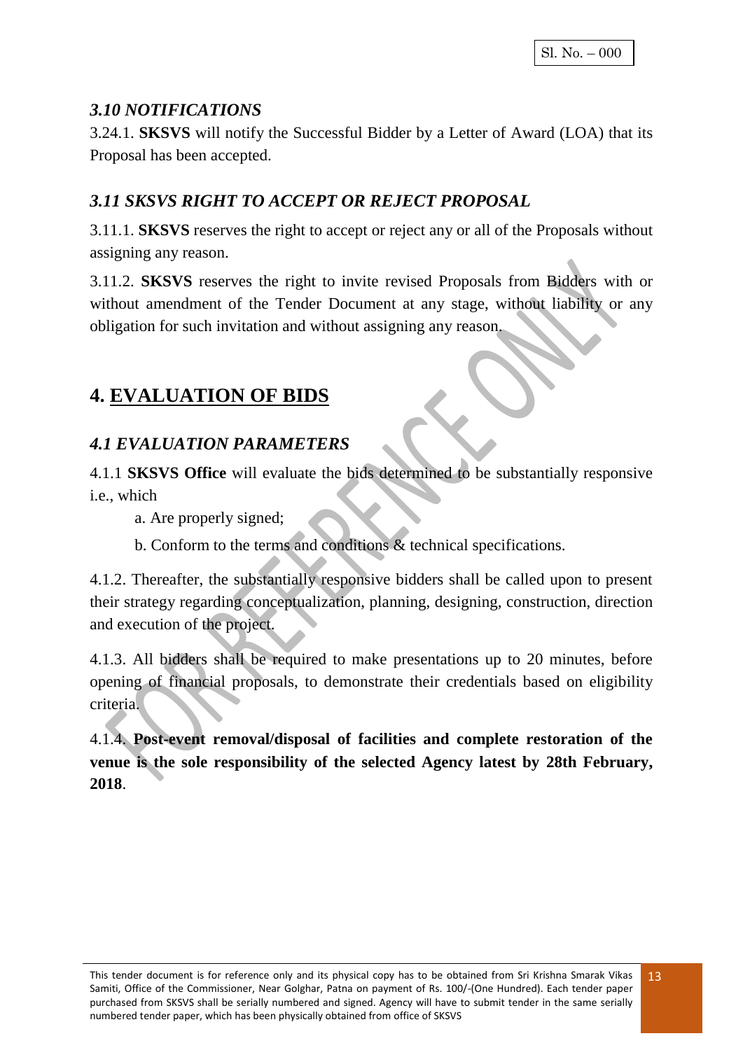### *3.10 NOTIFICATIONS*

3.24.1. **SKSVS** will notify the Successful Bidder by a Letter of Award (LOA) that its Proposal has been accepted.

### *3.11 SKSVS RIGHT TO ACCEPT OR REJECT PROPOSAL*

3.11.1. **SKSVS** reserves the right to accept or reject any or all of the Proposals without assigning any reason.

3.11.2. **SKSVS** reserves the right to invite revised Proposals from Bidders with or without amendment of the Tender Document at any stage, without liability or any obligation for such invitation and without assigning any reason.

## 4. EVALUATION OF BIDS

### *4.1 EVALUATION PARAMETERS*

4.1.1 **SKSVS Office** will evaluate the bids determined to be substantially responsive i.e., which

a. Are properly signed;

b. Conform to the terms and conditions & technical specifications.

4.1.2. Thereafter, the substantially responsive bidders shall be called upon to present their strategy regarding conceptualization, planning, designing, construction, direction and execution of the project.

4.1.3. All bidders shall be required to make presentations up to 20 minutes, before opening of financial proposals, to demonstrate their credentials based on eligibility criteria.

4.1.4. **Post-event removal/disposal of facilities and complete restoration of the venue is the sole responsibility of the selected Agency latest by 28th February, 2018**.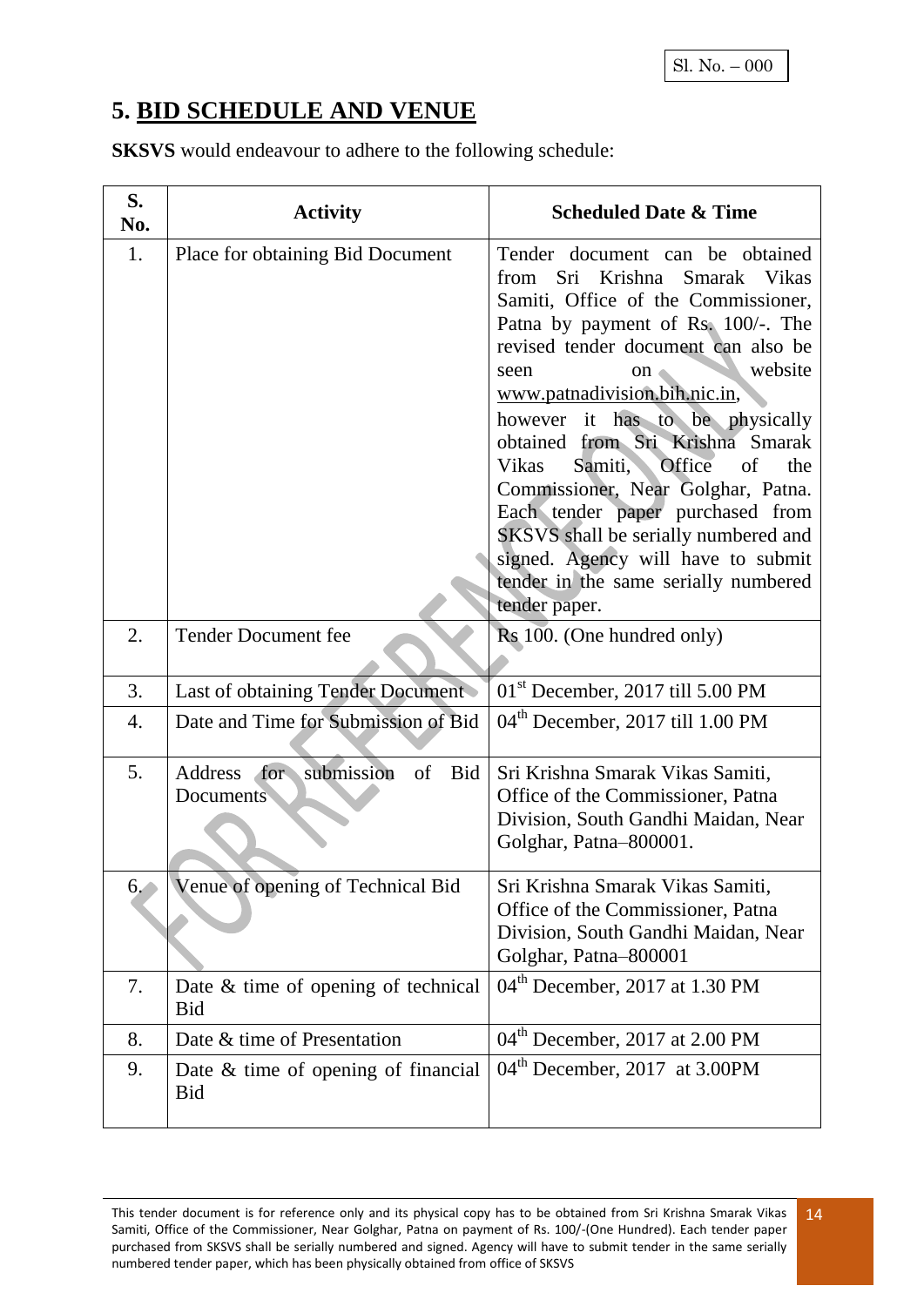Sl. No. – 000

# 5. BID SCHEDULE AND VENUE

**SKSVS** would endeavour to adhere to the following schedule:

| S. No. | Activity | Scheduled Date & Time |
|---|---|---|
| 1. | Place for obtaining Bid Document | Tender document can be obtained from Sri Krishna Smarak Vikas Samiti, Office of the Commissioner, Patna by payment of Rs. 100/-. The revised tender document can also be seen on website www.patnadivision.bih.nic.in, however it has to be physically obtained from Sri Krishna Smarak Vikas Samiti, Office of the Commissioner, Near Golghar, Patna. Each tender paper purchased from SKSVS shall be serially numbered and signed. Agency will have to submit tender in the same serially numbered tender paper. |
| 2. | Tender Document fee | Rs 100. (One hundred only) |
| 3. | Last of obtaining Tender Document | 01st December, 2017 till 5.00 PM |
| 4. | Date and Time for Submission of Bid | 04th December, 2017 till 1.00 PM |
| 5. | Address for submission of Bid Documents | Sri Krishna Smarak Vikas Samiti, Office of the Commissioner, Patna Division, South Gandhi Maidan, Near Golghar, Patna–800001. |
| 6. | Venue of opening of Technical Bid | Sri Krishna Smarak Vikas Samiti, Office of the Commissioner, Patna Division, South Gandhi Maidan, Near Golghar, Patna–800001 |
| 7. | Date & time of opening of technical Bid | 04th December, 2017 at 1.30 PM |
| 8. | Date & time of Presentation | 04th December, 2017 at 2.00 PM |
| 9. | Date & time of opening of financial Bid | 04th December, 2017 at 3.00PM |

This tender document is for reference only and its physical copy has to be obtained from Sri Krishna Smarak Vikas Samiti, Office of the Commissioner, Near Golghar, Patna on payment of Rs. 100/-(One Hundred). Each tender paper purchased from SKSVS shall be serially numbered and signed. Agency will have to submit tender in the same serially numbered tender paper, which has been physically obtained from office of SKSVS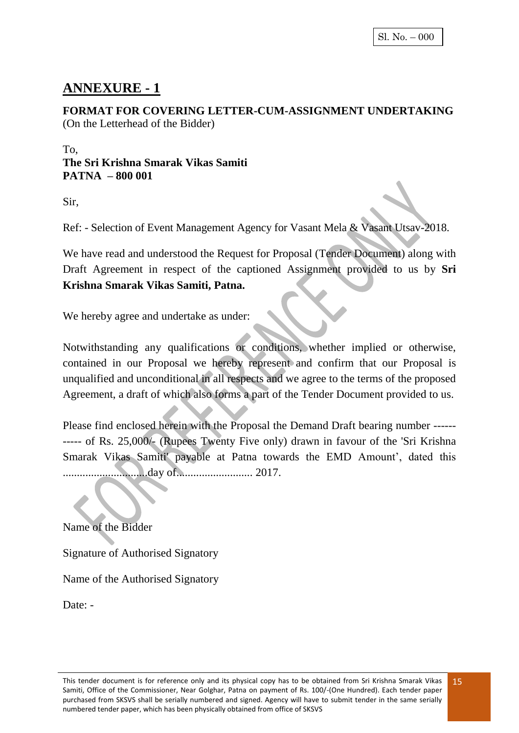Sl. No. – 000

# ANNEXURE - 1

**FORMAT FOR COVERING LETTER-CUM-ASSIGNMENT UNDERTAKING**
(On the Letterhead of the Bidder)

To,
**The Sri Krishna Smarak Vikas Samiti**
**PATNA – 800 001**

Sir,

Ref: - Selection of Event Management Agency for Vasant Mela & Vasant Utsav-2018.

We have read and understood the Request for Proposal (Tender Document) along with Draft Agreement in respect of the captioned Assignment provided to us by **Sri Krishna Smarak Vikas Samiti, Patna.**

We hereby agree and undertake as under:

Notwithstanding any qualifications or conditions, whether implied or otherwise, contained in our Proposal we hereby represent and confirm that our Proposal is unqualified and unconditional in all respects and we agree to the terms of the proposed Agreement, a draft of which also forms a part of the Tender Document provided to us.

Please find enclosed herein with the Proposal the Demand Draft bearing number ----------- of Rs. 25,000/- (Rupees Twenty Five only) drawn in favour of the 'Sri Krishna Smarak Vikas Samiti' payable at Patna towards the EMD Amount', dated this .............................day of.......................... 2017.

Name of the Bidder

Signature of Authorised Signatory

Name of the Authorised Signatory

Date: -

This tender document is for reference only and its physical copy has to be obtained from Sri Krishna Smarak Vikas Samiti, Office of the Commissioner, Near Golghar, Patna on payment of Rs. 100/-(One Hundred). Each tender paper purchased from SKSVS shall be serially numbered and signed. Agency will have to submit tender in the same serially numbered tender paper, which has been physically obtained from office of SKSVS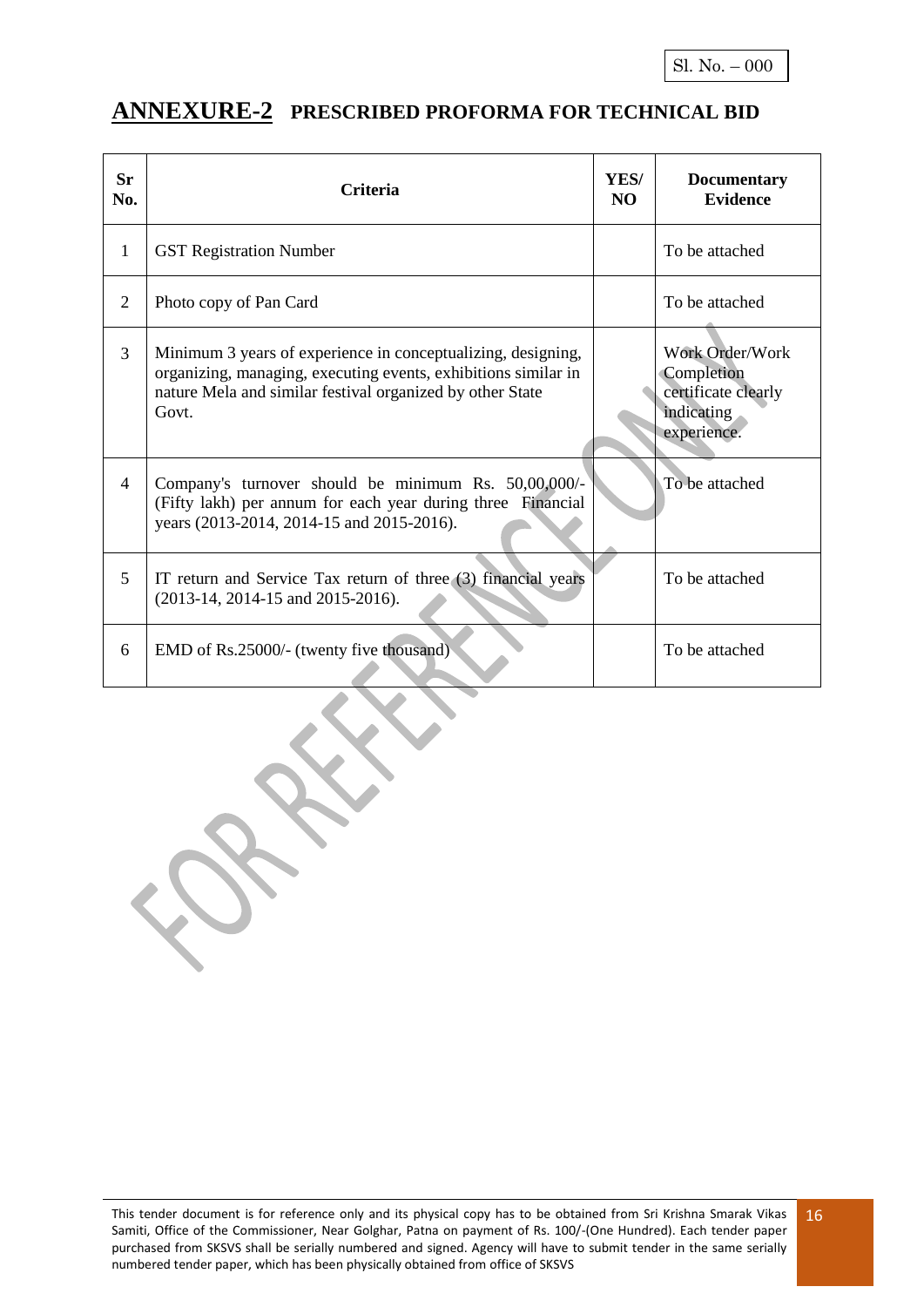Sl. No. – 000

## ANNEXURE-2 PRESCRIBED PROFORMA FOR TECHNICAL BID

| Sr No. | Criteria | YES/ NO | Documentary Evidence |
|---|---|---|---|
| 1 | GST Registration Number | | To be attached |
| 2 | Photo copy of Pan Card | | To be attached |
| 3 | Minimum 3 years of experience in conceptualizing, designing, organizing, managing, executing events, exhibitions similar in nature Mela and similar festival organized by other State Govt. | | Work Order/Work Completion certificate clearly indicating experience. |
| 4 | Company's turnover should be minimum Rs. 50,00,000/- (Fifty lakh) per annum for each year during three Financial years (2013-2014, 2014-15 and 2015-2016). | | To be attached |
| 5 | IT return and Service Tax return of three (3) financial years (2013-14, 2014-15 and 2015-2016). | | To be attached |
| 6 | EMD of Rs.25000/- (twenty five thousand) | | To be attached |

This tender document is for reference only and its physical copy has to be obtained from Sri Krishna Smarak Vikas Samiti, Office of the Commissioner, Near Golghar, Patna on payment of Rs. 100/-(One Hundred). Each tender paper purchased from SKSVS shall be serially numbered and signed. Agency will have to submit tender in the same serially numbered tender paper, which has been physically obtained from office of SKSVS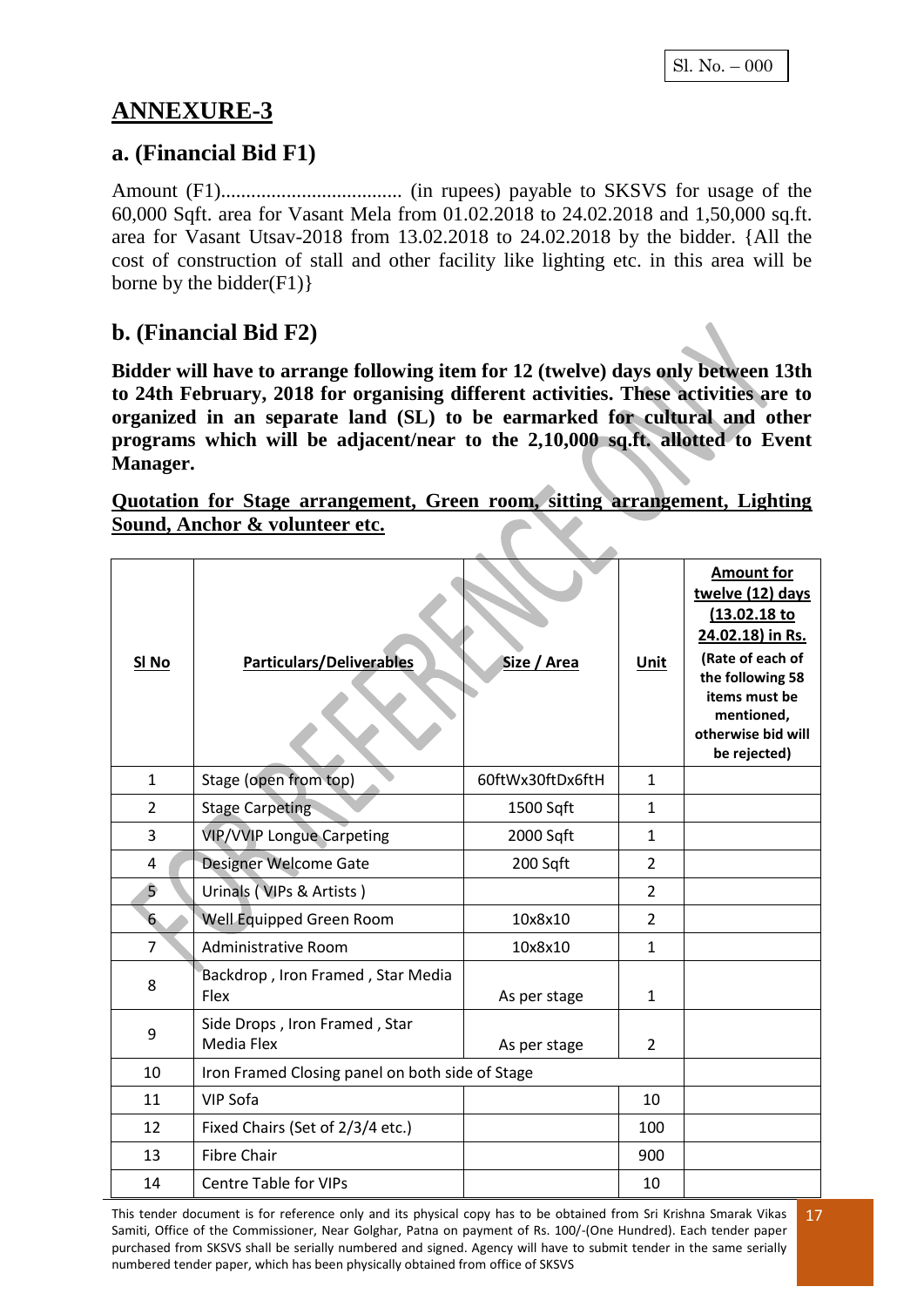Sl. No. – 000

# ANNEXURE-3

## a. (Financial Bid F1)

Amount (F1).................................... (in rupees) payable to SKSVS for usage of the 60,000 Sqft. area for Vasant Mela from 01.02.2018 to 24.02.2018 and 1,50,000 sq.ft. area for Vasant Utsav-2018 from 13.02.2018 to 24.02.2018 by the bidder. {All the cost of construction of stall and other facility like lighting etc. in this area will be borne by the bidder(F1)}

## b. (Financial Bid F2)

**Bidder will have to arrange following item for 12 (twelve) days only between 13th to 24th February, 2018 for organising different activities. These activities are to organized in an separate land (SL) to be earmarked for cultural and other programs which will be adjacent/near to the 2,10,000 sq.ft. allotted to Event Manager.**

**Quotation for Stage arrangement, Green room, sitting arrangement, Lighting Sound, Anchor & volunteer etc.**

| Sl No | Particulars/Deliverables | Size / Area | Unit | Amount for twelve (12) days (13.02.18 to 24.02.18) in Rs. (Rate of each of the following 58 items must be mentioned, otherwise bid will be rejected) |
|---|---|---|---|---|
| 1 | Stage (open from top) | 60ftWx30ftDx6ftH | 1 | |
| 2 | Stage Carpeting | 1500 Sqft | 1 | |
| 3 | VIP/VVIP Longue Carpeting | 2000 Sqft | 1 | |
| 4 | Designer Welcome Gate | 200 Sqft | 2 | |
| 5 | Urinals ( VIPs & Artists ) | | 2 | |
| 6 | Well Equipped Green Room | 10x8x10 | 2 | |
| 7 | Administrative Room | 10x8x10 | 1 | |
| 8 | Backdrop , Iron Framed , Star Media Flex | As per stage | 1 | |
| 9 | Side Drops , Iron Framed , Star Media Flex | As per stage | 2 | |
| 10 | Iron Framed Closing panel on both side of Stage | | | |
| 11 | VIP Sofa | | 10 | |
| 12 | Fixed Chairs (Set of 2/3/4 etc.) | | 100 | |
| 13 | Fibre Chair | | 900 | |
| 14 | Centre Table for VIPs | | 10 | |

This tender document is for reference only and its physical copy has to be obtained from Sri Krishna Smarak Vikas Samiti, Office of the Commissioner, Near Golghar, Patna on payment of Rs. 100/-(One Hundred). Each tender paper purchased from SKSVS shall be serially numbered and signed. Agency will have to submit tender in the same serially numbered tender paper, which has been physically obtained from office of SKSVS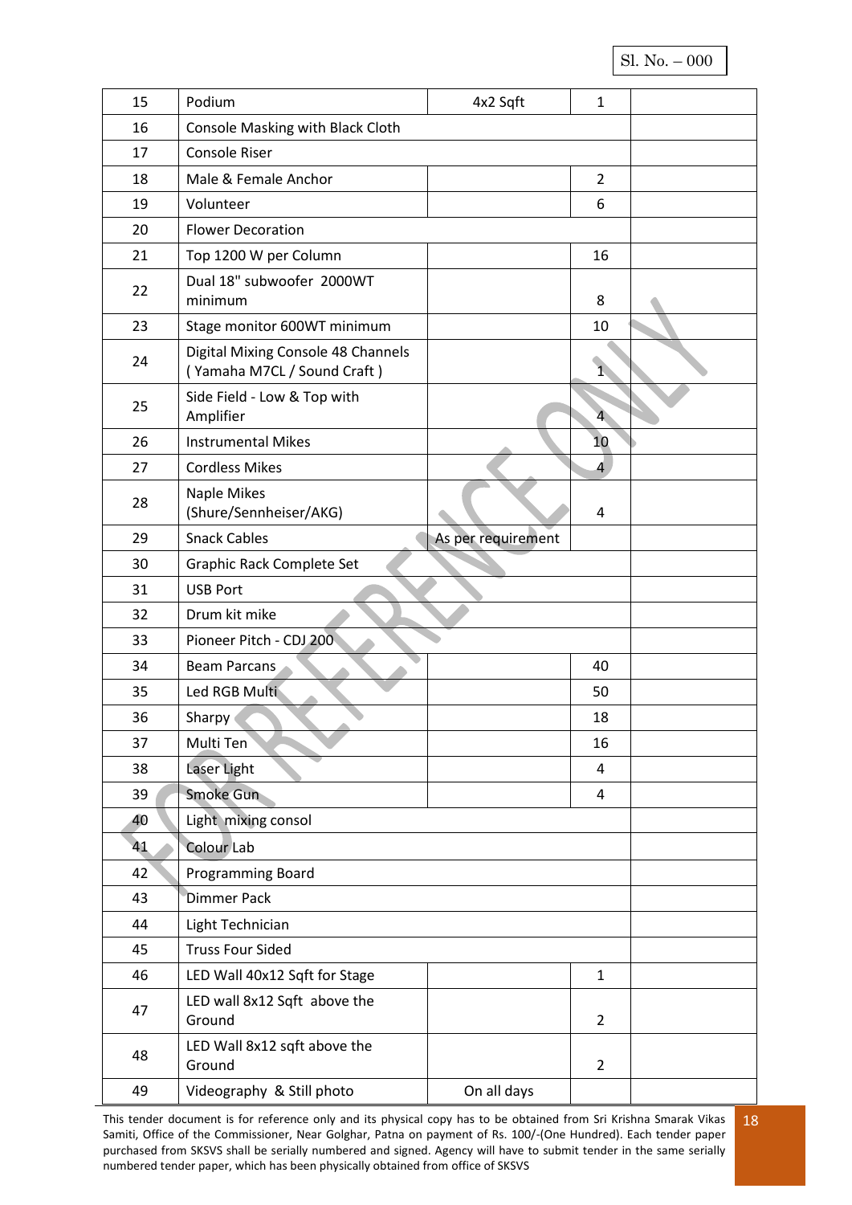Sl. No. – 000

| | | | | |
|---|---|---|---|---|
| 15 | Podium | 4x2 Sqft | 1 | |
| 16 | Console Masking with Black Cloth | | | |
| 17 | Console Riser | | | |
| 18 | Male & Female Anchor | | 2 | |
| 19 | Volunteer | | 6 | |
| 20 | Flower Decoration | | | |
| 21 | Top 1200 W per Column | | 16 | |
| 22 | Dual 18" subwoofer 2000WT minimum | | 8 | |
| 23 | Stage monitor 600WT minimum | | 10 | |
| 24 | Digital Mixing Console 48 Channels ( Yamaha M7CL / Sound Craft ) | | 1 | |
| 25 | Side Field - Low & Top with Amplifier | | 4 | |
| 26 | Instrumental Mikes | | 10 | |
| 27 | Cordless Mikes | | 4 | |
| 28 | Naple Mikes (Shure/Sennheiser/AKG) | | 4 | |
| 29 | Snack Cables | As per requirement | | |
| 30 | Graphic Rack Complete Set | | | |
| 31 | USB Port | | | |
| 32 | Drum kit mike | | | |
| 33 | Pioneer Pitch - CDJ 200 | | | |
| 34 | Beam Parcans | | 40 | |
| 35 | Led RGB Multi | | 50 | |
| 36 | Sharpy | | 18 | |
| 37 | Multi Ten | | 16 | |
| 38 | Laser Light | | 4 | |
| 39 | Smoke Gun | | 4 | |
| 40 | Light mixing consol | | | |
| 41 | Colour Lab | | | |
| 42 | Programming Board | | | |
| 43 | Dimmer Pack | | | |
| 44 | Light Technician | | | |
| 45 | Truss Four Sided | | | |
| 46 | LED Wall 40x12 Sqft for Stage | | 1 | |
| 47 | LED wall 8x12 Sqft above the Ground | | 2 | |
| 48 | LED Wall 8x12 sqft above the Ground | | 2 | |
| 49 | Videography & Still photo | On all days | | |

FOR REFERENCE ONLY

This tender document is for reference only and its physical copy has to be obtained from Sri Krishna Smarak Vikas Samiti, Office of the Commissioner, Near Golghar, Patna on payment of Rs. 100/-(One Hundred). Each tender paper purchased from SKSVS shall be serially numbered and signed. Agency will have to submit tender in the same serially numbered tender paper, which has been physically obtained from office of SKSVS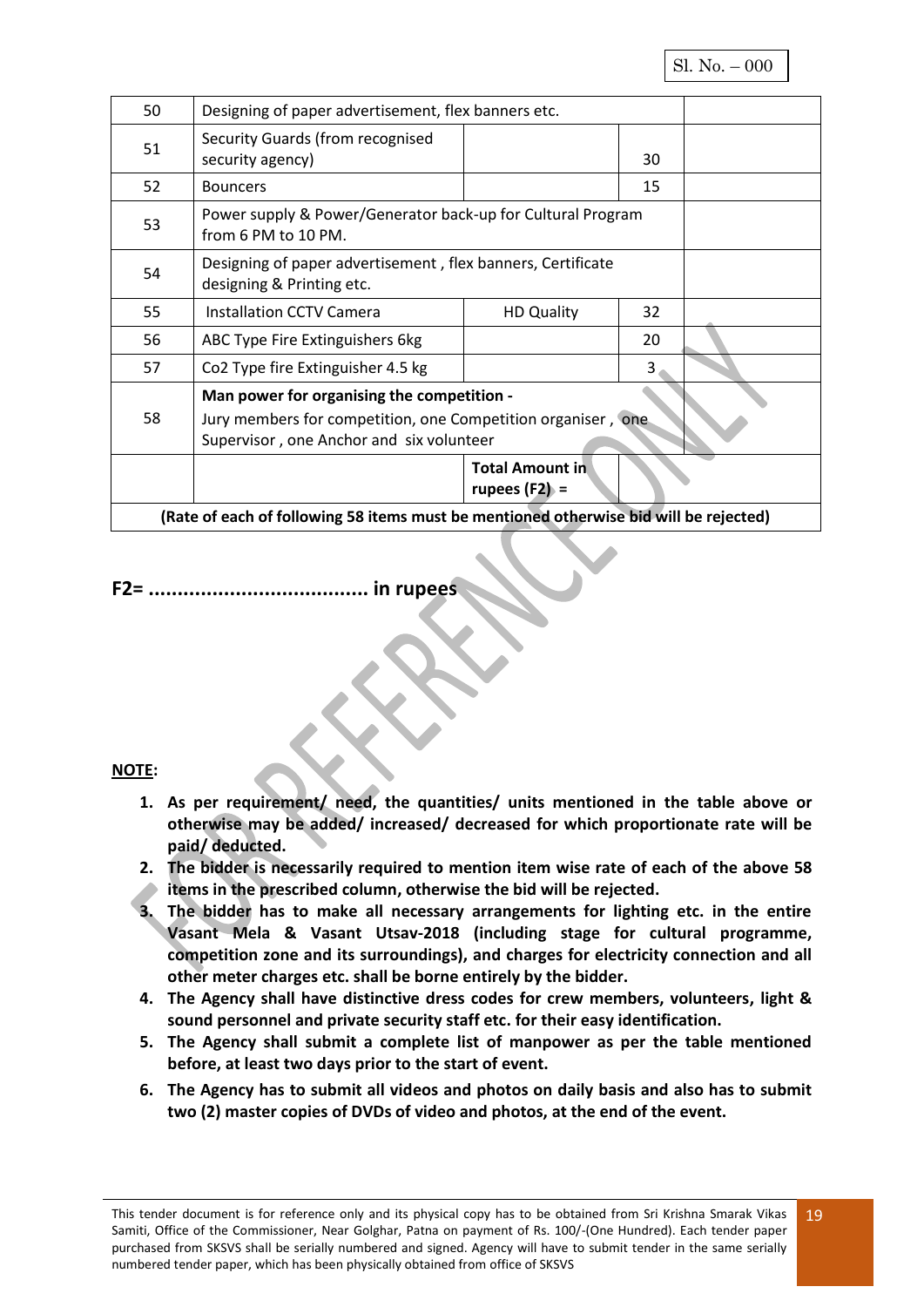Sl. No. – 000

| | | | | |
|---|---|---|---|---|
| 50 | Designing of paper advertisement, flex banners etc. | | | |
| 51 | Security Guards (from recognised security agency) | | 30 | |
| 52 | Bouncers | | 15 | |
| 53 | Power supply & Power/Generator back-up for Cultural Program from 6 PM to 10 PM. | | | |
| 54 | Designing of paper advertisement , flex banners, Certificate designing & Printing etc. | | | |
| 55 | Installation CCTV Camera | HD Quality | 32 | |
| 56 | ABC Type Fire Extinguishers 6kg | | 20 | |
| 57 | Co2 Type fire Extinguisher 4.5 kg | | 3 | |
| 58 | **Man power for organising the competition -** Jury members for competition, one Competition organiser , one Supervisor , one Anchor and six volunteer | | | |
| | | **Total Amount in rupees (F2) =** | | |
| **(Rate of each of following 58 items must be mentioned otherwise bid will be rejected)** | | | | |

**F2= ..................................... in rupees**

**NOTE:**

1. **As per requirement/ need, the quantities/ units mentioned in the table above or otherwise may be added/ increased/ decreased for which proportionate rate will be paid/ deducted.**
2. **The bidder is necessarily required to mention item wise rate of each of the above 58 items in the prescribed column, otherwise the bid will be rejected.**
3. **The bidder has to make all necessary arrangements for lighting etc. in the entire Vasant Mela & Vasant Utsav-2018 (including stage for cultural programme, competition zone and its surroundings), and charges for electricity connection and all other meter charges etc. shall be borne entirely by the bidder.**
4. **The Agency shall have distinctive dress codes for crew members, volunteers, light & sound personnel and private security staff etc. for their easy identification.**
5. **The Agency shall submit a complete list of manpower as per the table mentioned before, at least two days prior to the start of event.**
6. **The Agency has to submit all videos and photos on daily basis and also has to submit two (2) master copies of DVDs of video and photos, at the end of the event.**

This tender document is for reference only and its physical copy has to be obtained from Sri Krishna Smarak Vikas Samiti, Office of the Commissioner, Near Golghar, Patna on payment of Rs. 100/-(One Hundred). Each tender paper purchased from SKSVS shall be serially numbered and signed. Agency will have to submit tender in the same serially numbered tender paper, which has been physically obtained from office of SKSVS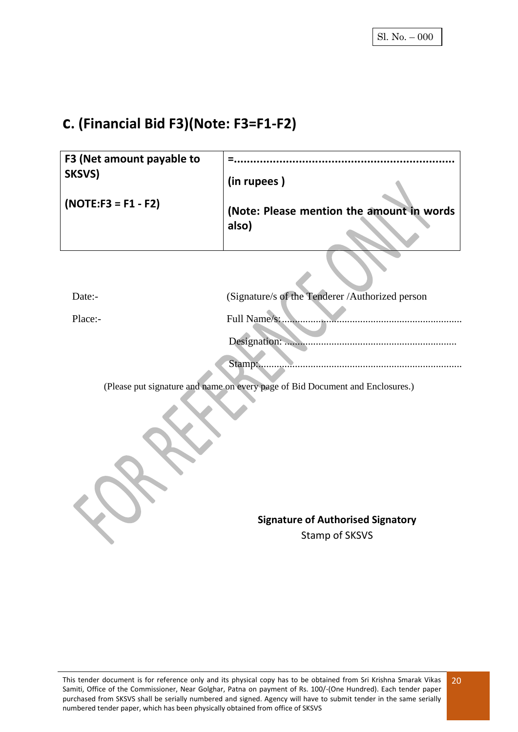Sl. No. – 000

## C. (Financial Bid F3)(Note: F3=F1-F2)

| | |
|---|---|
| **F3 (Net amount payable to SKSVS)**<br><br>**(NOTE:F3 = F1 - F2)** | **=..................................................................**<br><br>**(in rupees )**<br><br>**(Note: Please mention the amount in words also)** |

Date:- (Signature/s of the Tenderer /Authorized person

Place:- Full Name/s:......................................................................

Designation: ..................................................................

Stamp:...............................................................................

(Please put signature and name on every page of Bid Document and Enclosures.)

**Signature of Authorised Signatory**

Stamp of SKSVS

This tender document is for reference only and its physical copy has to be obtained from Sri Krishna Smarak Vikas Samiti, Office of the Commissioner, Near Golghar, Patna on payment of Rs. 100/-(One Hundred). Each tender paper purchased from SKSVS shall be serially numbered and signed. Agency will have to submit tender in the same serially numbered tender paper, which has been physically obtained from office of SKSVS